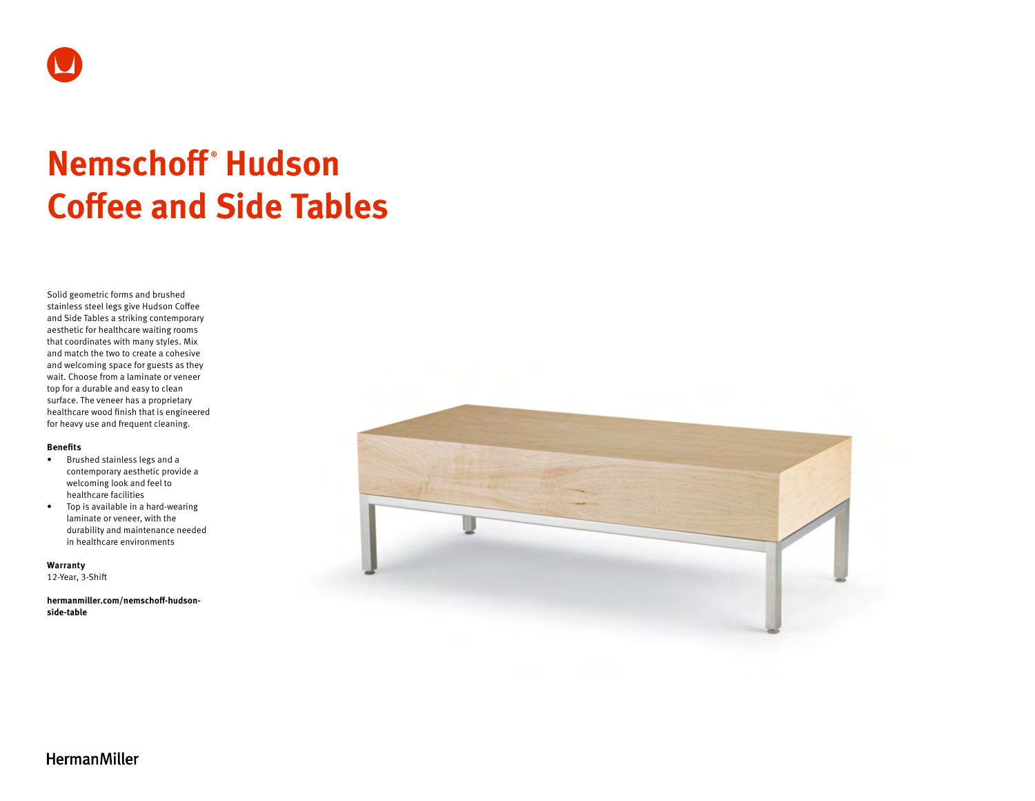# Nemschoff® Hudson Coffee and Side Tables

Solid geometric forms and brushed stainless steel legs give Hudson Coffee and Side Tables a striking contemporary aesthetic for healthcare waiting rooms that coordinates with many styles. Mix and match the two to create a cohesive and welcoming space for guests as they wait. Choose from a laminate or veneer top for a durable and easy to clean surface. The veneer has a proprietary healthcare wood finish that is engineered for heavy use and frequent cleaning.

**Benefits**

- Brushed stainless legs and a contemporary aesthetic provide a welcoming look and feel to healthcare facilities
- Top is available in a hard-wearing laminate or veneer, with the durability and maintenance needed in healthcare environments

**Warranty**
12-Year, 3-Shift

**hermanmiller.com/nemschoff-hudson-side-table**

HermanMiller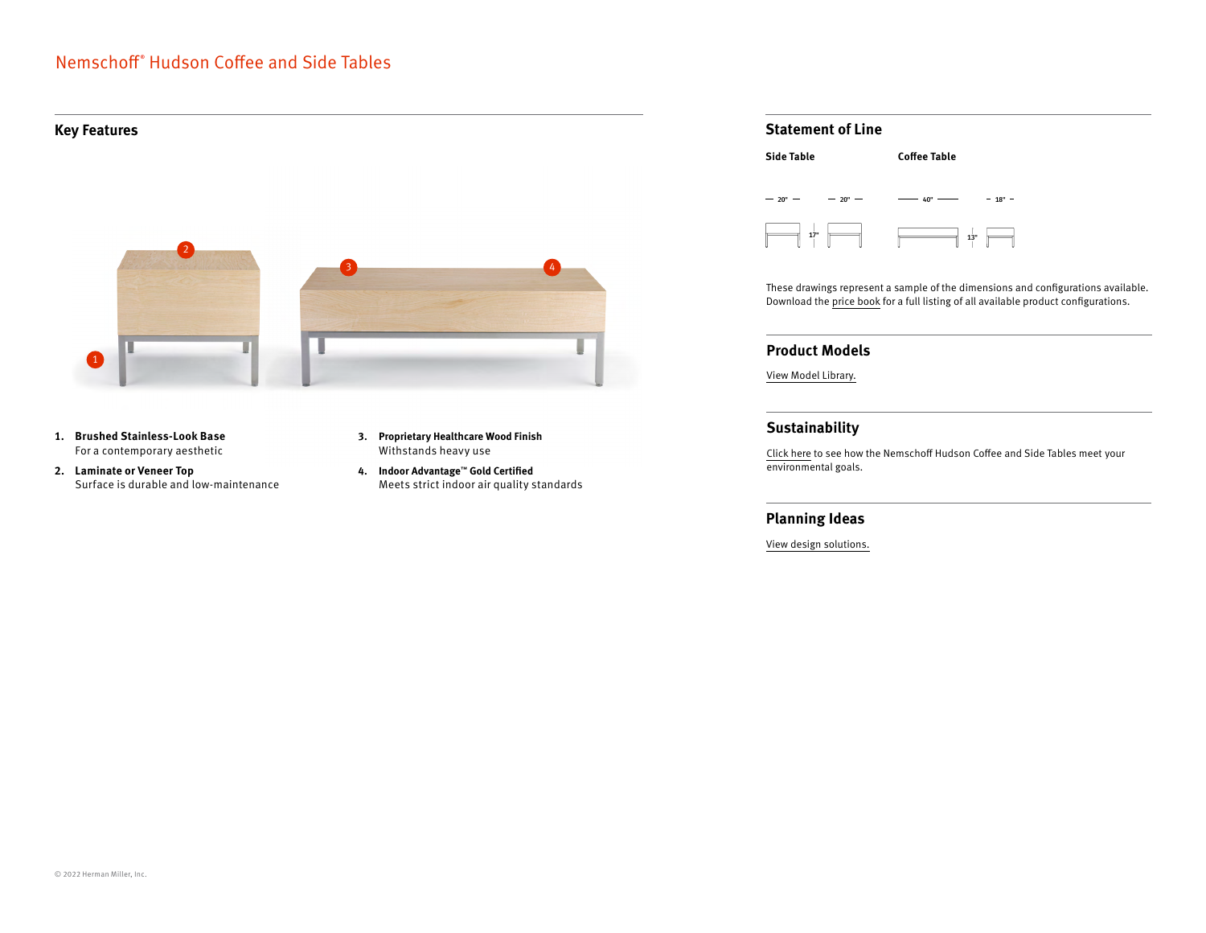# Nemschoff® Hudson Coffee and Side Tables

## Key Features

1. **Brushed Stainless-Look Base**
   For a contemporary aesthetic
2. **Laminate or Veneer Top**
   Surface is durable and low-maintenance
3. **Proprietary Healthcare Wood Finish**
   Withstands heavy use
4. **Indoor Advantage™ Gold Certified**
   Meets strict indoor air quality standards

## Statement of Line

**Side Table**

20" 20" 17"

**Coffee Table**

40" 18" 13"

These drawings represent a sample of the dimensions and configurations available. Download the price book for a full listing of all available product configurations.

## Product Models

View Model Library.

## Sustainability

Click here to see how the Nemschoff Hudson Coffee and Side Tables meet your environmental goals.

## Planning Ideas

View design solutions.

© 2022 Herman Miller, Inc.